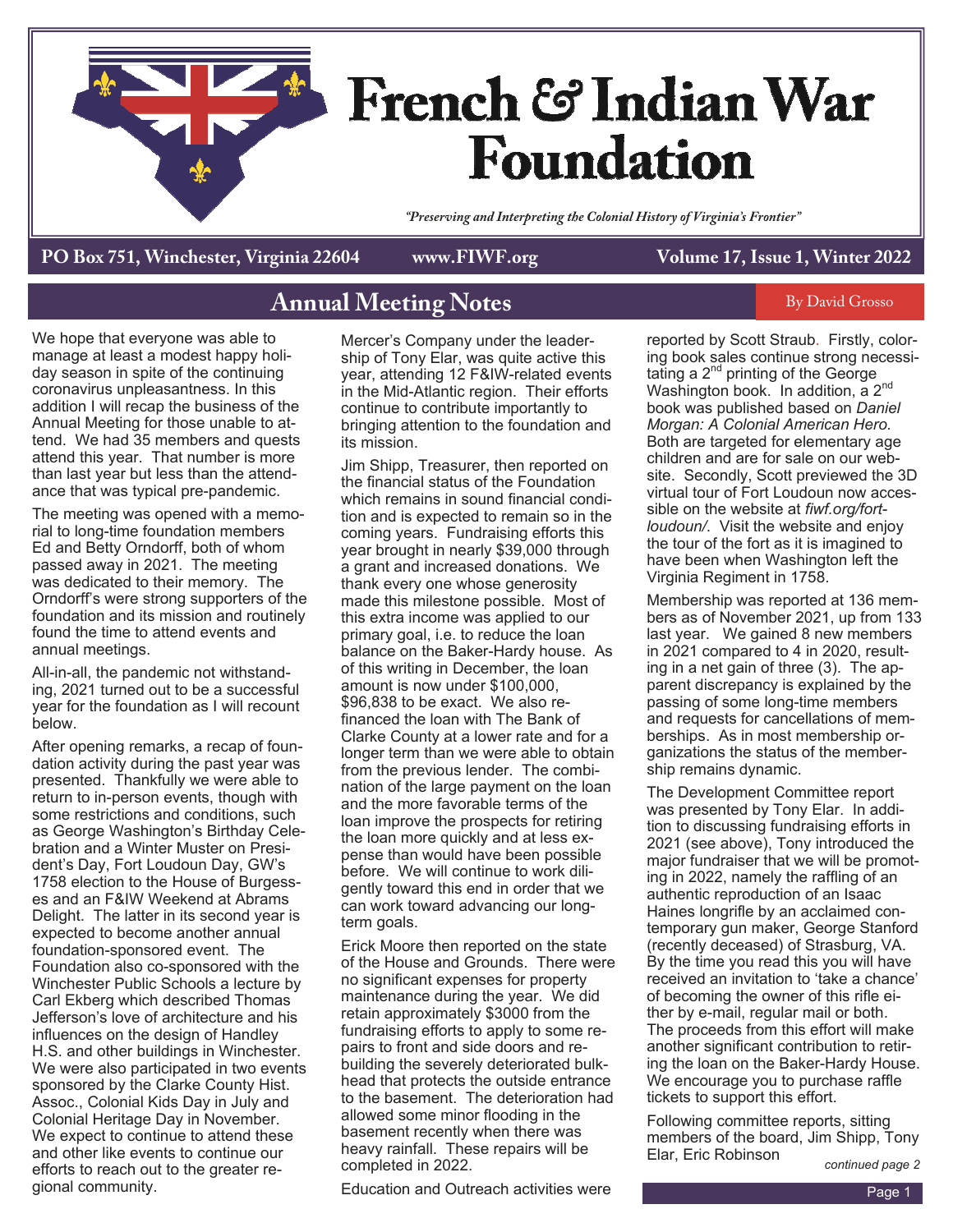# French & Indian War Foundation

*"Preserving and Interpreting the Colonial History of Virginia's Frontier"*

**PO Box 751, Winchester, Virginia 22604 www.FIWF.org Volume 17, Issue 1, Winter 2022**

## Annual Meeting Notes

By David Grosso

We hope that everyone was able to manage at least a modest happy holiday season in spite of the continuing coronavirus unpleasantness. In this addition I will recap the business of the Annual Meeting for those unable to attend. We had 35 members and quests attend this year. That number is more than last year but less than the attendance that was typical pre-pandemic.

The meeting was opened with a memorial to long-time foundation members Ed and Betty Orndorff, both of whom passed away in 2021. The meeting was dedicated to their memory. The Orndorff's were strong supporters of the foundation and its mission and routinely found the time to attend events and annual meetings.

All-in-all, the pandemic not withstanding, 2021 turned out to be a successful year for the foundation as I will recount below.

After opening remarks, a recap of foundation activity during the past year was presented. Thankfully we were able to return to in-person events, though with some restrictions and conditions, such as George Washington's Birthday Celebration and a Winter Muster on President's Day, Fort Loudoun Day, GW's 1758 election to the House of Burgesses and an F&IW Weekend at Abrams Delight. The latter in its second year is expected to become another annual foundation-sponsored event. The Foundation also co-sponsored with the Winchester Public Schools a lecture by Carl Ekberg which described Thomas Jefferson's love of architecture and his influences on the design of Handley H.S. and other buildings in Winchester. We were also participated in two events sponsored by the Clarke County Hist. Assoc., Colonial Kids Day in July and Colonial Heritage Day in November. We expect to continue to attend these and other like events to continue our efforts to reach out to the greater regional community.

Mercer's Company under the leadership of Tony Elar, was quite active this year, attending 12 F&IW-related events in the Mid-Atlantic region. Their efforts continue to contribute importantly to bringing attention to the foundation and its mission.

Jim Shipp, Treasurer, then reported on the financial status of the Foundation which remains in sound financial condition and is expected to remain so in the coming years. Fundraising efforts this year brought in nearly $39,000 through a grant and increased donations. We thank every one whose generosity made this milestone possible. Most of this extra income was applied to our primary goal, i.e. to reduce the loan balance on the Baker-Hardy house. As of this writing in December, the loan amount is now under $100,000, $96,838 to be exact. We also refinanced the loan with The Bank of Clarke County at a lower rate and for a longer term than we were able to obtain from the previous lender. The combination of the large payment on the loan and the more favorable terms of the loan improve the prospects for retiring the loan more quickly and at less expense than would have been possible before. We will continue to work diligently toward this end in order that we can work toward advancing our long-term goals.

Erick Moore then reported on the state of the House and Grounds. There were no significant expenses for property maintenance during the year. We did retain approximately $3000 from the fundraising efforts to apply to some repairs to front and side doors and rebuilding the severely deteriorated bulkhead that protects the outside entrance to the basement. The deterioration had allowed some minor flooding in the basement recently when there was heavy rainfall. These repairs will be completed in 2022.

Education and Outreach activities were reported by Scott Straub. Firstly, coloring book sales continue strong necessitating a 2nd printing of the George Washington book. In addition, a 2nd book was published based on *Daniel Morgan: A Colonial American Hero.* Both are targeted for elementary age children and are for sale on our website. Secondly, Scott previewed the 3D virtual tour of Fort Loudoun now accessible on the website at *fiwf.org/fort-loudoun/*. Visit the website and enjoy the tour of the fort as it is imagined to have been when Washington left the Virginia Regiment in 1758.

Membership was reported at 136 members as of November 2021, up from 133 last year. We gained 8 new members in 2021 compared to 4 in 2020, resulting in a net gain of three (3). The apparent discrepancy is explained by the passing of some long-time members and requests for cancellations of memberships. As in most membership organizations the status of the membership remains dynamic.

The Development Committee report was presented by Tony Elar. In addition to discussing fundraising efforts in 2021 (see above), Tony introduced the major fundraiser that we will be promoting in 2022, namely the raffling of an authentic reproduction of an Isaac Haines longrifle by an acclaimed contemporary gun maker, George Stanford (recently deceased) of Strasburg, VA. By the time you read this you will have received an invitation to 'take a chance' of becoming the owner of this rifle either by e-mail, regular mail or both. The proceeds from this effort will make another significant contribution to retiring the loan on the Baker-Hardy House. We encourage you to purchase raffle tickets to support this effort.

Following committee reports, sitting members of the board, Jim Shipp, Tony Elar, Eric Robinson

*continued page 2*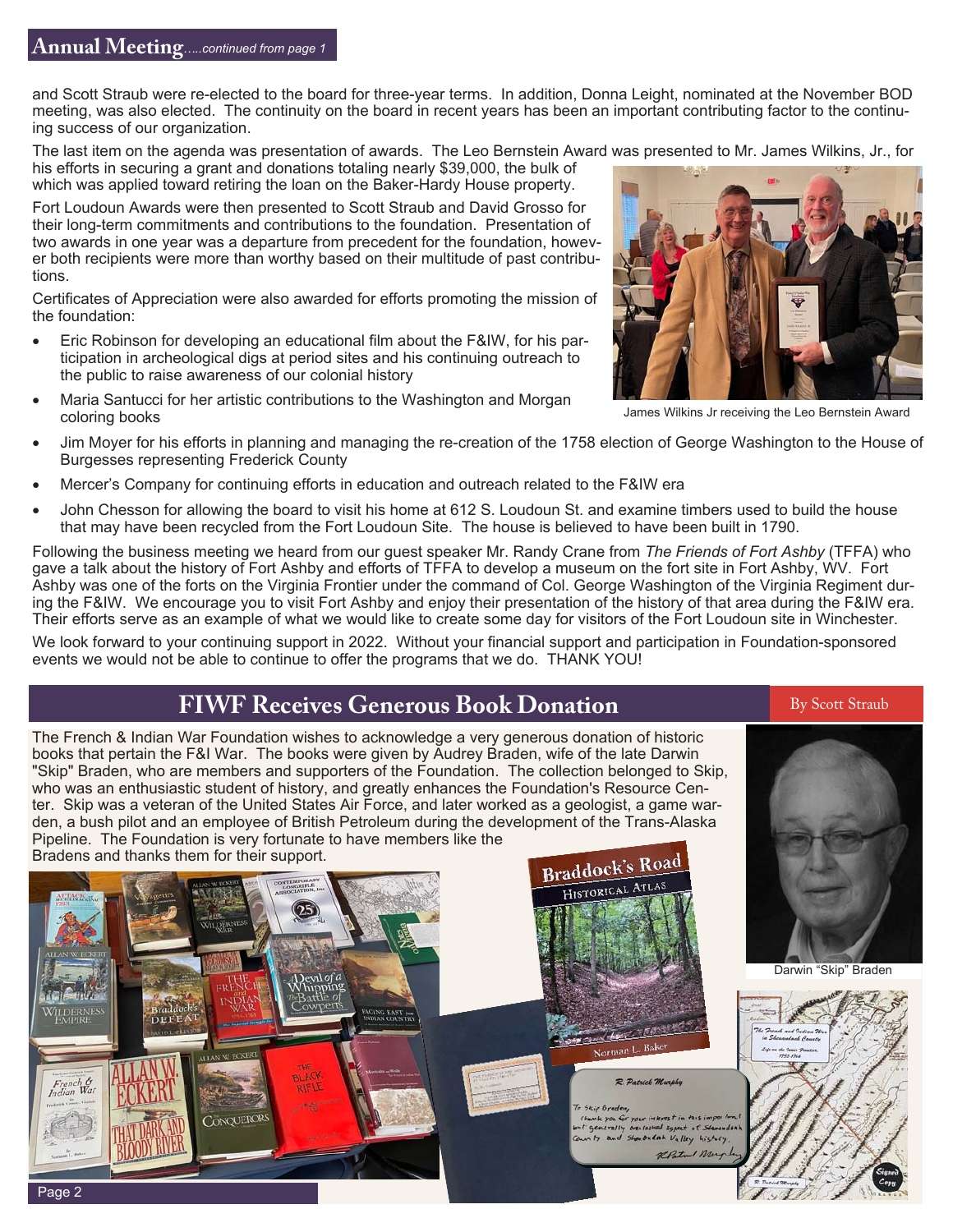## Annual Meeting.....*continued from page 1*

and Scott Straub were re-elected to the board for three-year terms. In addition, Donna Leight, nominated at the November BOD meeting, was also elected. The continuity on the board in recent years has been an important contributing factor to the continuing success of our organization.

The last item on the agenda was presentation of awards. The Leo Bernstein Award was presented to Mr. James Wilkins, Jr., for his efforts in securing a grant and donations totaling nearly $39,000, the bulk of which was applied toward retiring the loan on the Baker-Hardy House property.

Fort Loudoun Awards were then presented to Scott Straub and David Grosso for their long-term commitments and contributions to the foundation. Presentation of two awards in one year was a departure from precedent for the foundation, however both recipients were more than worthy based on their multitude of past contributions.

Certificates of Appreciation were also awarded for efforts promoting the mission of the foundation:

- Eric Robinson for developing an educational film about the F&IW, for his participation in archeological digs at period sites and his continuing outreach to the public to raise awareness of our colonial history
- Maria Santucci for her artistic contributions to the Washington and Morgan coloring books
- Jim Moyer for his efforts in planning and managing the re-creation of the 1758 election of George Washington to the House of Burgesses representing Frederick County
- Mercer's Company for continuing efforts in education and outreach related to the F&IW era
- John Chesson for allowing the board to visit his home at 612 S. Loudoun St. and examine timbers used to build the house that may have been recycled from the Fort Loudoun Site. The house is believed to have been built in 1790.

James Wilkins Jr receiving the Leo Bernstein Award

Following the business meeting we heard from our guest speaker Mr. Randy Crane from *The Friends of Fort Ashby* (TFFA) who gave a talk about the history of Fort Ashby and efforts of TFFA to develop a museum on the fort site in Fort Ashby, WV. Fort Ashby was one of the forts on the Virginia Frontier under the command of Col. George Washington of the Virginia Regiment during the F&IW. We encourage you to visit Fort Ashby and enjoy their presentation of the history of that area during the F&IW era. Their efforts serve as an example of what we would like to create some day for visitors of the Fort Loudoun site in Winchester.

We look forward to your continuing support in 2022. Without your financial support and participation in Foundation-sponsored events we would not be able to continue to offer the programs that we do. THANK YOU!

## FIWF Receives Generous Book Donation

By Scott Straub

The French & Indian War Foundation wishes to acknowledge a very generous donation of historic books that pertain the F&I War. The books were given by Audrey Braden, wife of the late Darwin "Skip" Braden, who are members and supporters of the Foundation. The collection belonged to Skip, who was an enthusiastic student of history, and greatly enhances the Foundation's Resource Center. Skip was a veteran of the United States Air Force, and later worked as a geologist, a game warden, a bush pilot and an employee of British Petroleum during the development of the Trans-Alaska Pipeline. The Foundation is very fortunate to have members like the Bradens and thanks them for their support.

Darwin "Skip" Braden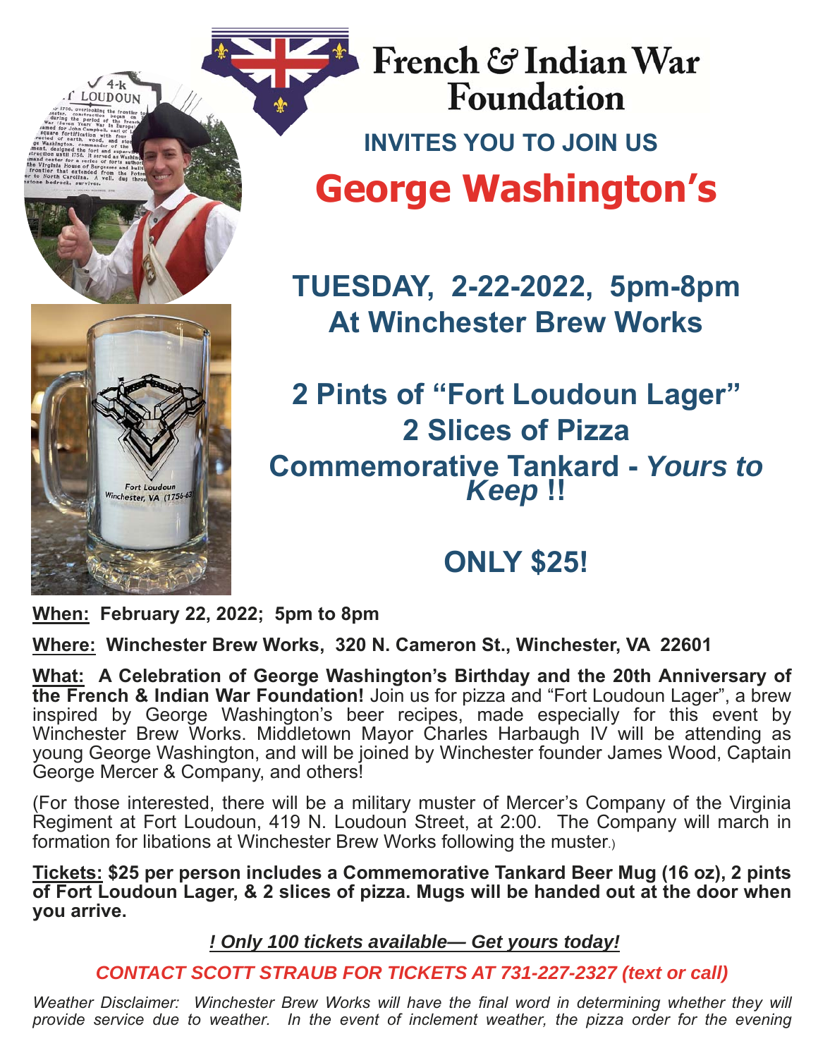# French & Indian War Foundation

## INVITES YOU TO JOIN US

# George Washington's

## TUESDAY, 2-22-2022, 5pm-8pm
## At Winchester Brew Works

## 2 Pints of "Fort Loudoun Lager"
## 2 Slices of Pizza
## Commemorative Tankard - *Yours to Keep* !!

## ONLY $25!

**When:** **February 22, 2022; 5pm to 8pm**

**Where:** **Winchester Brew Works, 320 N. Cameron St., Winchester, VA 22601**

**What:** **A Celebration of George Washington's Birthday and the 20th Anniversary of the French & Indian War Foundation!** Join us for pizza and "Fort Loudoun Lager", a brew inspired by George Washington's beer recipes, made especially for this event by Winchester Brew Works. Middletown Mayor Charles Harbaugh IV will be attending as young George Washington, and will be joined by Winchester founder James Wood, Captain George Mercer & Company, and others!

(For those interested, there will be a military muster of Mercer's Company of the Virginia Regiment at Fort Loudoun, 419 N. Loudoun Street, at 2:00. The Company will march in formation for libations at Winchester Brew Works following the muster.)

**Tickets:** **$25 per person includes a Commemorative Tankard Beer Mug (16 oz), 2 pints of Fort Loudoun Lager, & 2 slices of pizza. Mugs will be handed out at the door when you arrive.**

***! Only 100 tickets available— Get yours today!***

***CONTACT SCOTT STRAUB FOR TICKETS AT 731-227-2327 (text or call)***

*Weather Disclaimer: Winchester Brew Works will have the final word in determining whether they will provide service due to weather. In the event of inclement weather, the pizza order for the evening*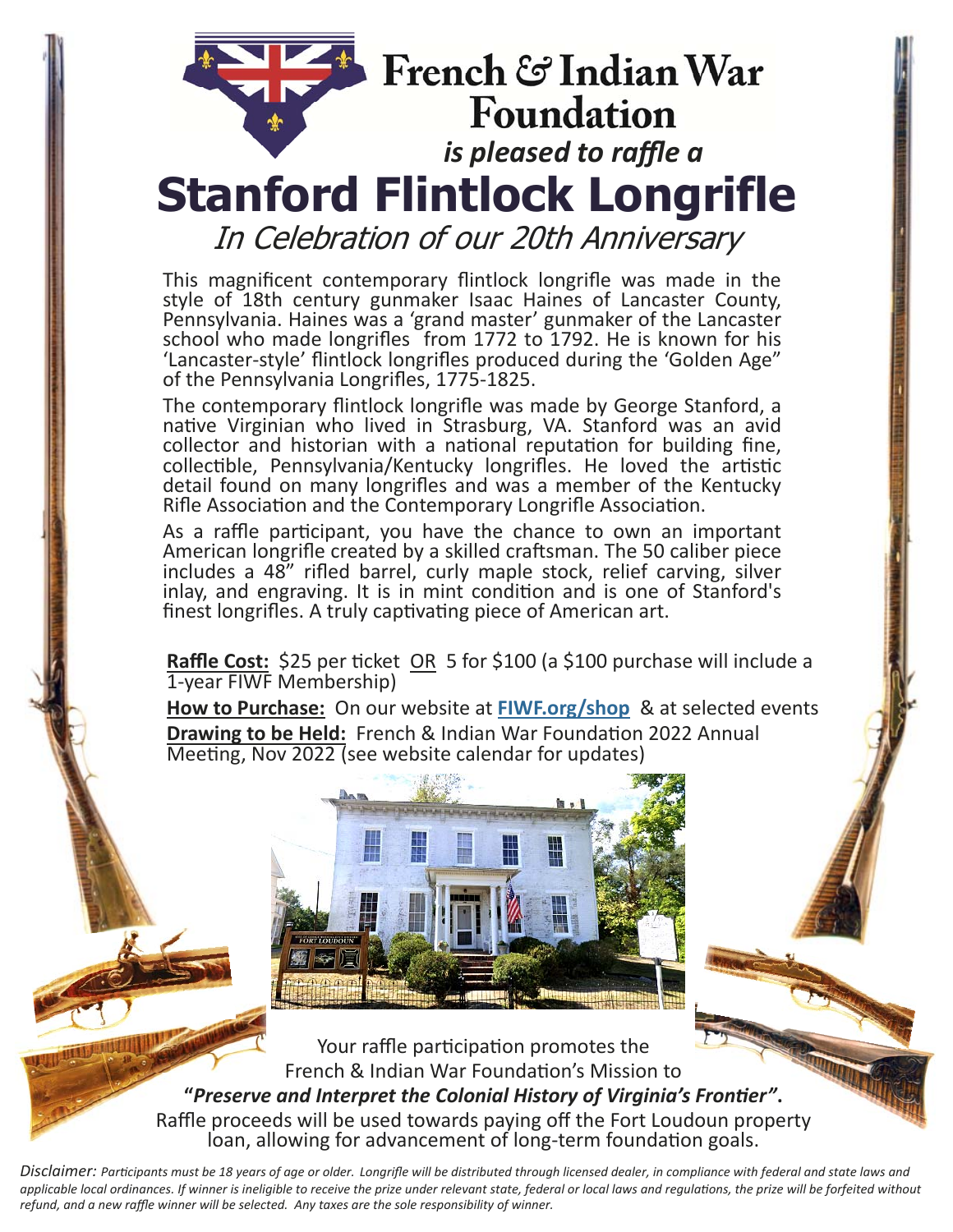# French & Indian War Foundation

***is pleased to raffle a***

# Stanford Flintlock Longrifle

*In Celebration of our 20th Anniversary*

This magnificent contemporary flintlock longrifle was made in the style of 18th century gunmaker Isaac Haines of Lancaster County, Pennsylvania. Haines was a 'grand master' gunmaker of the Lancaster school who made longrifles from 1772 to 1792. He is known for his 'Lancaster-style' flintlock longrifles produced during the 'Golden Age" of the Pennsylvania Longrifles, 1775-1825.

The contemporary flintlock longrifle was made by George Stanford, a native Virginian who lived in Strasburg, VA. Stanford was an avid collector and historian with a national reputation for building fine, collectible, Pennsylvania/Kentucky longrifles. He loved the artistic detail found on many longrifles and was a member of the Kentucky Rifle Association and the Contemporary Longrifle Association.

As a raffle participant, you have the chance to own an important American longrifle created by a skilled craftsman. The 50 caliber piece includes a 48" rifled barrel, curly maple stock, relief carving, silver inlay, and engraving. It is in mint condition and is one of Stanford's finest longrifles. A truly captivating piece of American art.

**Raffle Cost:** $25 per ticket OR 5 for $100 (a $100 purchase will include a 1-year FIWF Membership)

**How to Purchase:** On our website at **FIWF.org/shop** & at selected events

**Drawing to be Held:** French & Indian War Foundation 2022 Annual Meeting, Nov 2022 (see website calendar for updates)

Your raffle participation promotes the French & Indian War Foundation's Mission to **"*Preserve and Interpret the Colonial History of Virginia's Frontier*".** Raffle proceeds will be used towards paying off the Fort Loudoun property loan, allowing for advancement of long-term foundation goals.

*Disclaimer: Participants must be 18 years of age or older. Longrifle will be distributed through licensed dealer, in compliance with federal and state laws and applicable local ordinances. If winner is ineligible to receive the prize under relevant state, federal or local laws and regulations, the prize will be forfeited without refund, and a new raffle winner will be selected. Any taxes are the sole responsibility of winner.*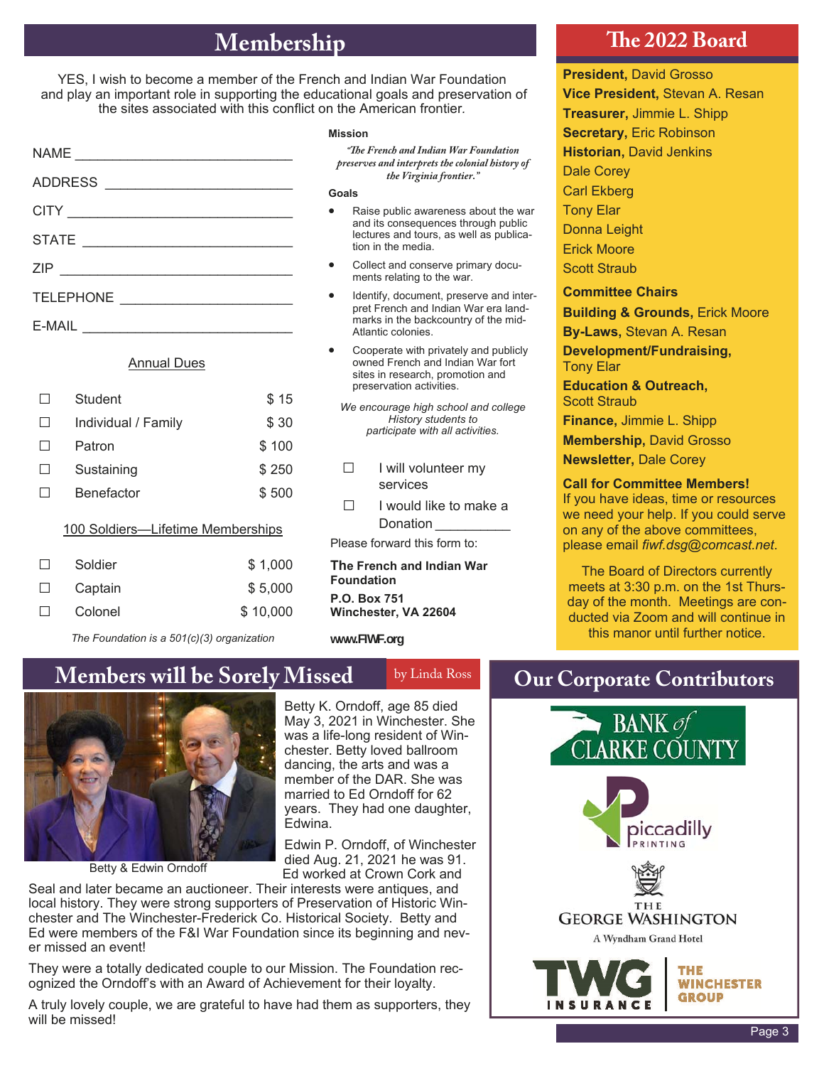# Membership

YES, I wish to become a member of the French and Indian War Foundation and play an important role in supporting the educational goals and preservation of the sites associated with this conflict on the American frontier.

NAME ______________________________

ADDRESS ___________________________

CITY ______________________________

STATE _____________________________

ZIP _______________________________

TELEPHONE _________________________

E-MAIL ____________________________

Annual Dues

| | | |
|---|---|---|
| ☐ | Student | $ 15 |
| ☐ | Individual / Family | $ 30 |
| ☐ | Patron | $ 100 |
| ☐ | Sustaining | $ 250 |
| ☐ | Benefactor | $ 500 |

100 Soldiers—Lifetime Memberships

| | | |
|---|---|---|
| ☐ | Soldier | $ 1,000 |
| ☐ | Captain | $ 5,000 |
| ☐ | Colonel | $ 10,000 |

*The Foundation is a 501(c)(3) organization*

**Mission**

*"The French and Indian War Foundation preserves and interprets the colonial history of the Virginia frontier."*

**Goals**

- Raise public awareness about the war and its consequences through public lectures and tours, as well as publication in the media.
- Collect and conserve primary documents relating to the war.
- Identify, document, preserve and interpret French and Indian War era landmarks in the backcountry of the mid-Atlantic colonies.
- Cooperate with privately and publicly owned French and Indian War fort sites in research, promotion and preservation activities.

*We encourage high school and college History students to participate with all activities.*

☐ I will volunteer my services

☐ I would like to make a Donation __________

Please forward this form to:

**The French and Indian War Foundation**

**P.O. Box 751**
**Winchester, VA 22604**

**www.FIWF.org**

# The 2022 Board

**President,** David Grosso
**Vice President,** Stevan A. Resan
**Treasurer,** Jimmie L. Shipp
**Secretary,** Eric Robinson
**Historian,** David Jenkins
Dale Corey
Carl Ekberg
Tony Elar
Donna Leight
Erick Moore
Scott Straub

**Committee Chairs**

**Building & Grounds,** Erick Moore
**By-Laws,** Stevan A. Resan
**Development/Fundraising,** Tony Elar
**Education & Outreach,** Scott Straub
**Finance,** Jimmie L. Shipp
**Membership,** David Grosso
**Newsletter,** Dale Corey

**Call for Committee Members!**
If you have ideas, time or resources we need your help. If you could serve on any of the above committees, please email *fiwf.dsg@comcast.net*.

The Board of Directors currently meets at 3:30 p.m. on the 1st Thursday of the month. Meetings are conducted via Zoom and will continue in this manor until further notice.

# Members will be Sorely Missed

by Linda Ross

Betty & Edwin Orndoff

Betty K. Orndoff, age 85 died May 3, 2021 in Winchester. She was a life-long resident of Winchester. Betty loved ballroom dancing, the arts and was a member of the DAR. She was married to Ed Orndoff for 62 years. They had one daughter, Edwina.

Edwin P. Orndoff, of Winchester died Aug. 21, 2021 he was 91. Ed worked at Crown Cork and Seal and later became an auctioneer. Their interests were antiques, and local history. They were strong supporters of Preservation of Historic Winchester and The Winchester-Frederick Co. Historical Society. Betty and Ed were members of the F&I War Foundation since its beginning and never missed an event!

They were a totally dedicated couple to our Mission. The Foundation recognized the Orndoff's with an Award of Achievement for their loyalty.

A truly lovely couple, we are grateful to have had them as supporters, they will be missed!

# Our Corporate Contributors

BANK of CLARKE COUNTY

piccadilly PRINTING

THE GEORGE WASHINGTON
A Wyndham Grand Hotel

TWG INSURANCE | THE WINCHESTER GROUP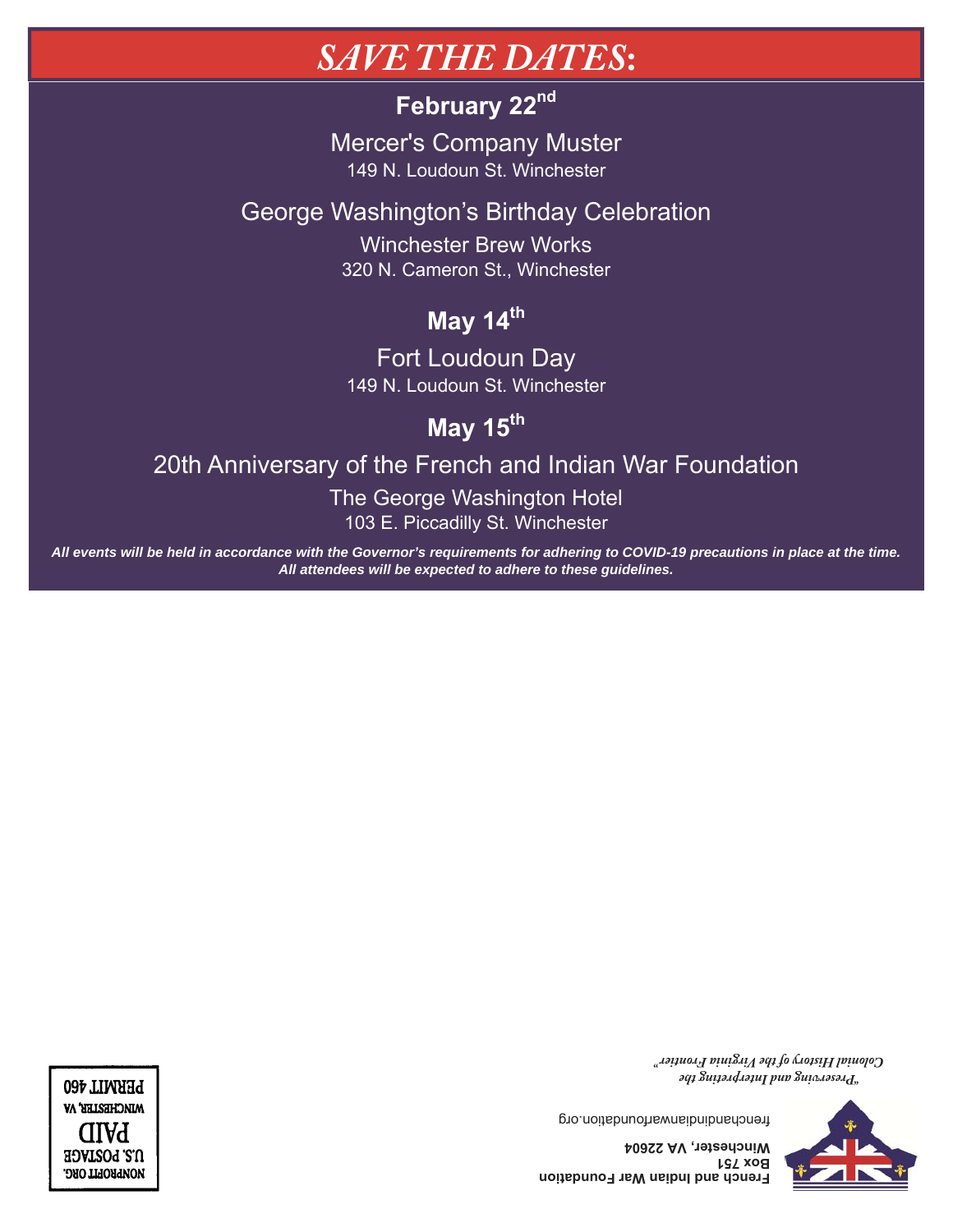# *SAVE THE DATES:*

## February 22nd

Mercer's Company Muster
149 N. Loudoun St. Winchester

George Washington's Birthday Celebration
Winchester Brew Works
320 N. Cameron St., Winchester

## May 14th

Fort Loudoun Day
149 N. Loudoun St. Winchester

## May 15th

20th Anniversary of the French and Indian War Foundation
The George Washington Hotel
103 E. Piccadilly St. Winchester

***All events will be held in accordance with the Governor's requirements for adhering to COVID-19 precautions in place at the time. All attendees will be expected to adhere to these guidelines.***

*"Preserving and Interpreting the Colonial History of the Virginia Frontier"*

frenchandindianwarfoundation.org

**French and Indian War Foundation**
**Box 751**
**Winchester, VA 22604**

NONPROFIT ORG.
U.S. POSTAGE
PAID
WINCHESTER, VA
PERMIT 460